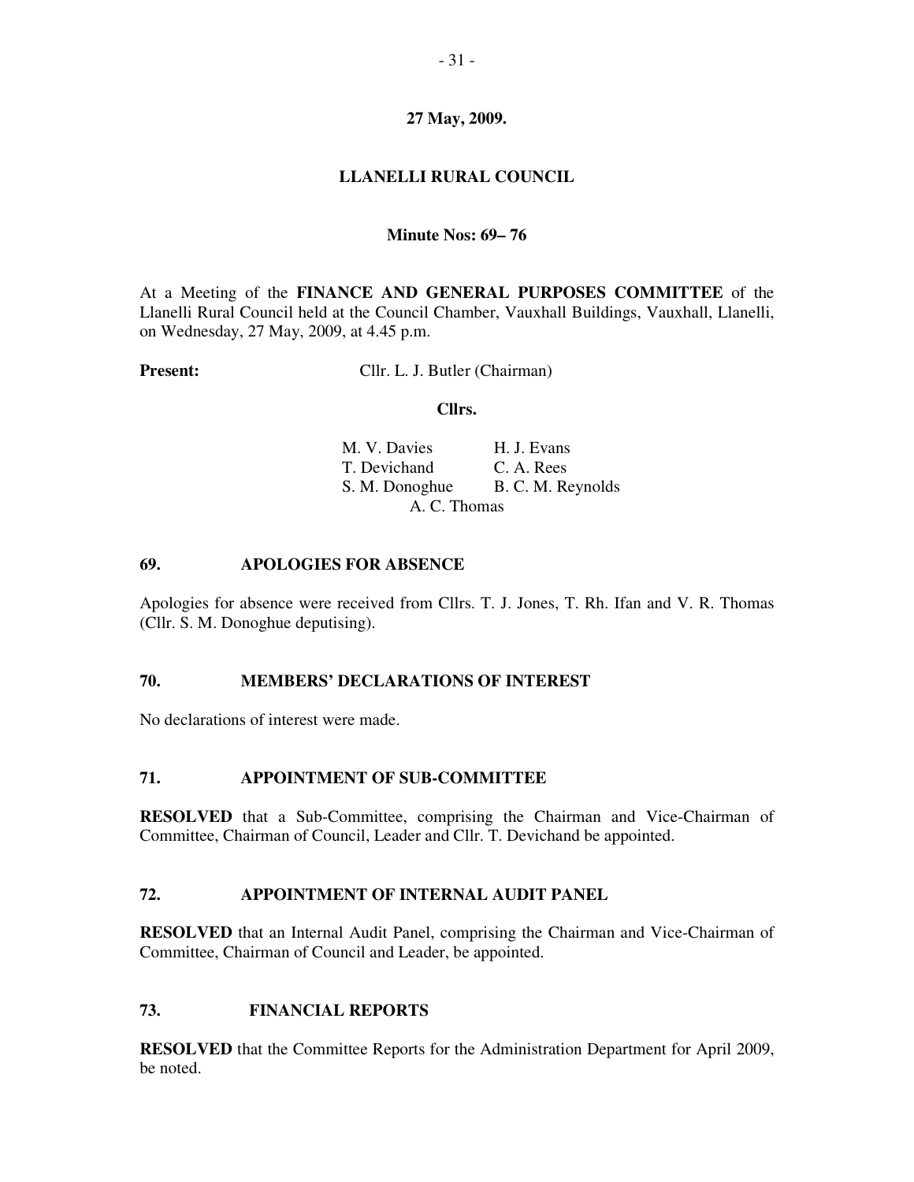**27 May, 2009.**

**LLANELLI RURAL COUNCIL**

**Minute Nos: 69– 76**

At a Meeting of the **FINANCE AND GENERAL PURPOSES COMMITTEE** of the Llanelli Rural Council held at the Council Chamber, Vauxhall Buildings, Vauxhall, Llanelli, on Wednesday, 27 May, 2009, at 4.45 p.m.

**Present:** Cllr. L. J. Butler (Chairman)

**Cllrs.**

M. V. Davies  
T. Devichand  
S. M. Donoghue  
H. J. Evans  
C. A. Rees  
B. C. M. Reynolds  
A. C. Thomas

## 69. APOLOGIES FOR ABSENCE

Apologies for absence were received from Cllrs. T. J. Jones, T. Rh. Ifan and V. R. Thomas (Cllr. S. M. Donoghue deputising).

## 70. MEMBERS' DECLARATIONS OF INTEREST

No declarations of interest were made.

## 71. APPOINTMENT OF SUB-COMMITTEE

**RESOLVED** that a Sub-Committee, comprising the Chairman and Vice-Chairman of Committee, Chairman of Council, Leader and Cllr. T. Devichand be appointed.

## 72. APPOINTMENT OF INTERNAL AUDIT PANEL

**RESOLVED** that an Internal Audit Panel, comprising the Chairman and Vice-Chairman of Committee, Chairman of Council and Leader, be appointed.

## 73. FINANCIAL REPORTS

**RESOLVED** that the Committee Reports for the Administration Department for April 2009, be noted.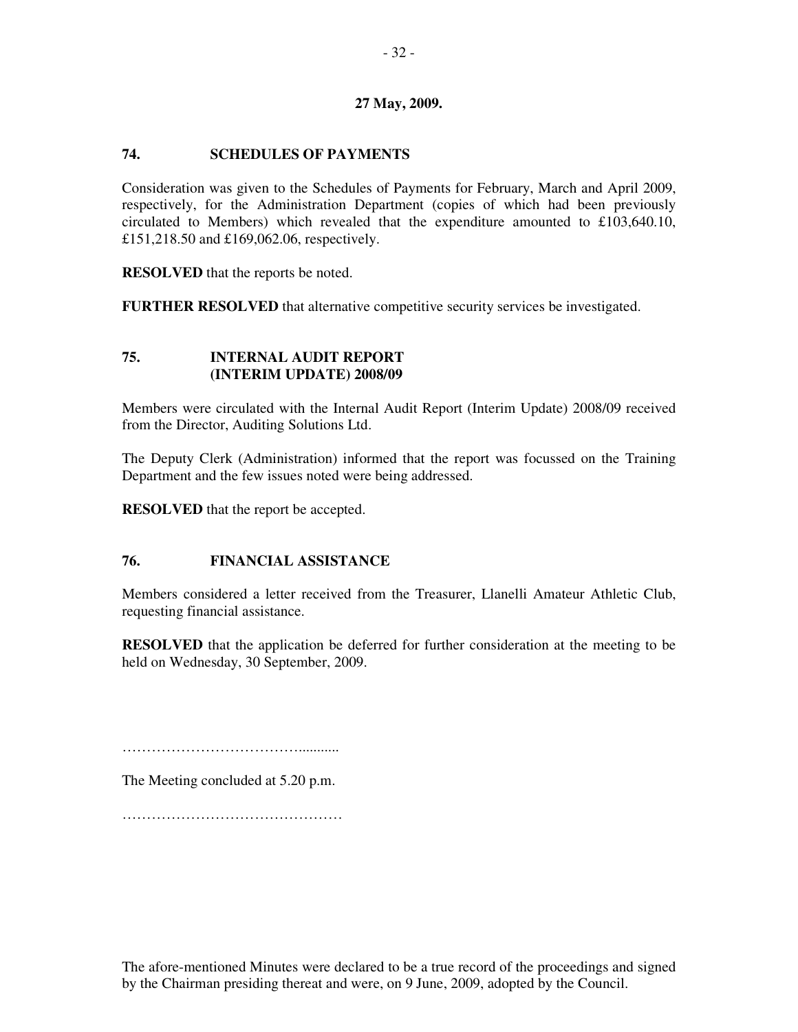**27 May, 2009.**

## 74. SCHEDULES OF PAYMENTS

Consideration was given to the Schedules of Payments for February, March and April 2009, respectively, for the Administration Department (copies of which had been previously circulated to Members) which revealed that the expenditure amounted to £103,640.10, £151,218.50 and £169,062.06, respectively.

**RESOLVED** that the reports be noted.

**FURTHER RESOLVED** that alternative competitive security services be investigated.

## 75. INTERNAL AUDIT REPORT (INTERIM UPDATE) 2008/09

Members were circulated with the Internal Audit Report (Interim Update) 2008/09 received from the Director, Auditing Solutions Ltd.

The Deputy Clerk (Administration) informed that the report was focussed on the Training Department and the few issues noted were being addressed.

**RESOLVED** that the report be accepted.

## 76. FINANCIAL ASSISTANCE

Members considered a letter received from the Treasurer, Llanelli Amateur Athletic Club, requesting financial assistance.

**RESOLVED** that the application be deferred for further consideration at the meeting to be held on Wednesday, 30 September, 2009.

…………………………………..........

The Meeting concluded at 5.20 p.m.

………………………………………

The afore-mentioned Minutes were declared to be a true record of the proceedings and signed by the Chairman presiding thereat and were, on 9 June, 2009, adopted by the Council.